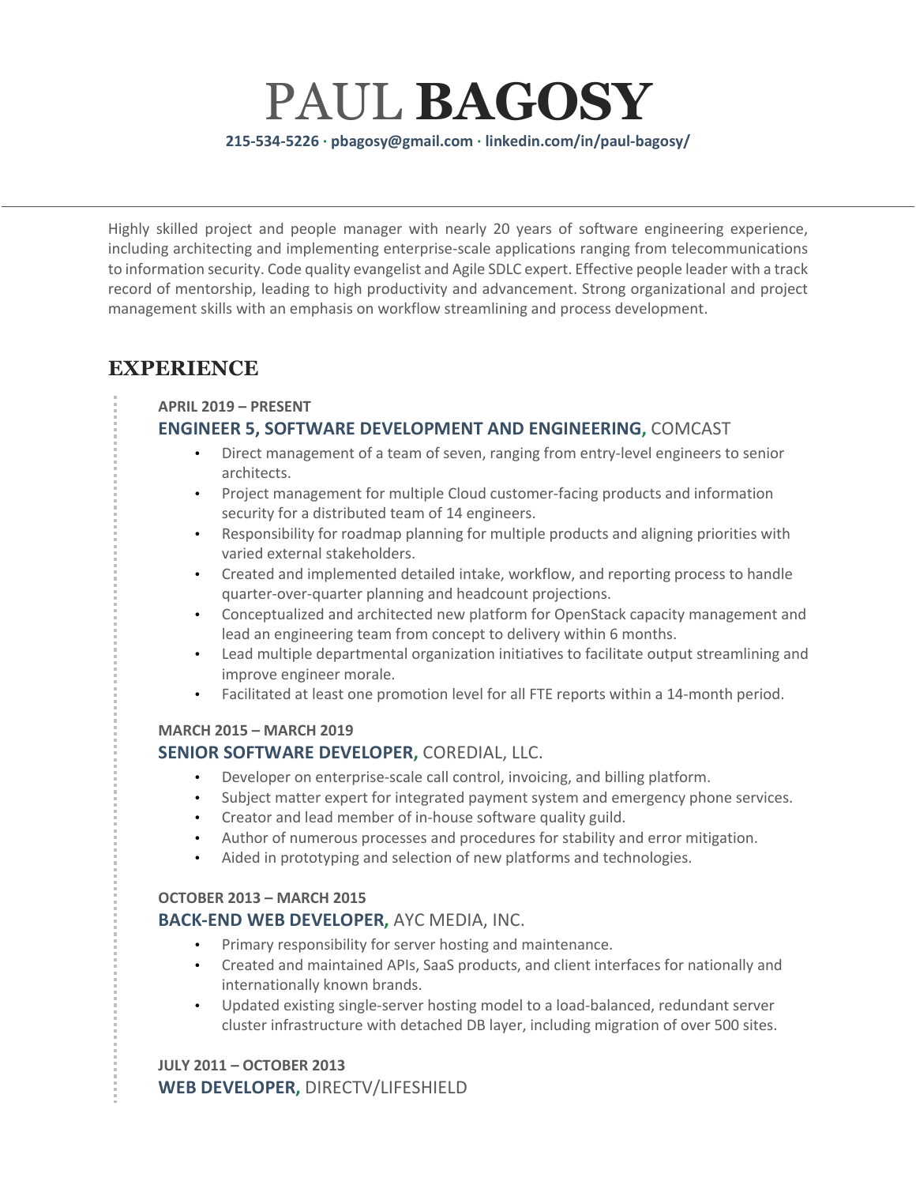# PAUL **BAGOSY**

**215-534-5226 · pbagosy@gmail.com · linkedin.com/in/paul-bagosy/**

Highly skilled project and people manager with nearly 20 years of software engineering experience, including architecting and implementing enterprise-scale applications ranging from telecommunications to information security. Code quality evangelist and Agile SDLC expert. Effective people leader with a track record of mentorship, leading to high productivity and advancement. Strong organizational and project management skills with an emphasis on workflow streamlining and process development.

## EXPERIENCE

**APRIL 2019 – PRESENT**

### ENGINEER 5, SOFTWARE DEVELOPMENT AND ENGINEERING, COMCAST

- Direct management of a team of seven, ranging from entry-level engineers to senior architects.
- Project management for multiple Cloud customer-facing products and information security for a distributed team of 14 engineers.
- Responsibility for roadmap planning for multiple products and aligning priorities with varied external stakeholders.
- Created and implemented detailed intake, workflow, and reporting process to handle quarter-over-quarter planning and headcount projections.
- Conceptualized and architected new platform for OpenStack capacity management and lead an engineering team from concept to delivery within 6 months.
- Lead multiple departmental organization initiatives to facilitate output streamlining and improve engineer morale.
- Facilitated at least one promotion level for all FTE reports within a 14-month period.

**MARCH 2015 – MARCH 2019**

### SENIOR SOFTWARE DEVELOPER, COREDIAL, LLC.

- Developer on enterprise-scale call control, invoicing, and billing platform.
- Subject matter expert for integrated payment system and emergency phone services.
- Creator and lead member of in-house software quality guild.
- Author of numerous processes and procedures for stability and error mitigation.
- Aided in prototyping and selection of new platforms and technologies.

**OCTOBER 2013 – MARCH 2015**

### BACK-END WEB DEVELOPER, AYC MEDIA, INC.

- Primary responsibility for server hosting and maintenance.
- Created and maintained APIs, SaaS products, and client interfaces for nationally and internationally known brands.
- Updated existing single-server hosting model to a load-balanced, redundant server cluster infrastructure with detached DB layer, including migration of over 500 sites.

**JULY 2011 – OCTOBER 2013**

### WEB DEVELOPER, DIRECTV/LIFESHIELD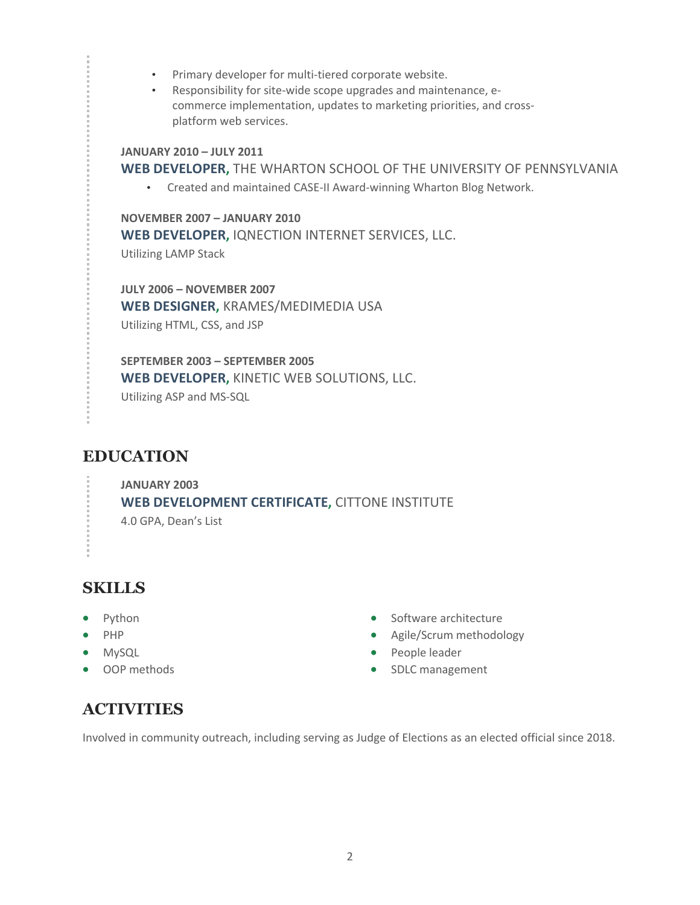- Primary developer for multi-tiered corporate website.
- Responsibility for site-wide scope upgrades and maintenance, e-commerce implementation, updates to marketing priorities, and cross-platform web services.

**JANUARY 2010 – JULY 2011**

**WEB DEVELOPER,** THE WHARTON SCHOOL OF THE UNIVERSITY OF PENNSYLVANIA

- Created and maintained CASE-II Award-winning Wharton Blog Network.

**NOVEMBER 2007 – JANUARY 2010**

**WEB DEVELOPER,** IQNECTION INTERNET SERVICES, LLC.

Utilizing LAMP Stack

**JULY 2006 – NOVEMBER 2007**

**WEB DESIGNER,** KRAMES/MEDIMEDIA USA

Utilizing HTML, CSS, and JSP

**SEPTEMBER 2003 – SEPTEMBER 2005**

**WEB DEVELOPER,** KINETIC WEB SOLUTIONS, LLC.

Utilizing ASP and MS-SQL

## EDUCATION

**JANUARY 2003**

**WEB DEVELOPMENT CERTIFICATE,** CITTONE INSTITUTE

4.0 GPA, Dean's List

## SKILLS

- Python
- PHP
- MySQL
- OOP methods
- Software architecture
- Agile/Scrum methodology
- People leader
- SDLC management

## ACTIVITIES

Involved in community outreach, including serving as Judge of Elections as an elected official since 2018.